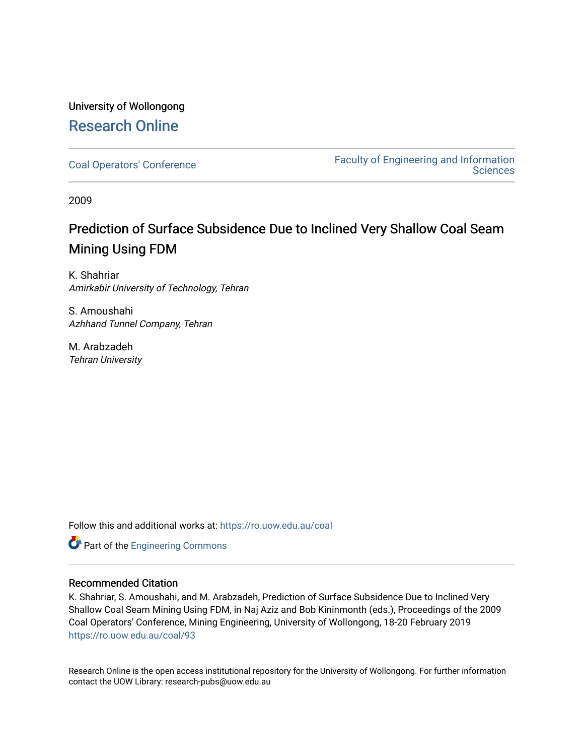University of Wollongong

# Research Online

Coal Operators' Conference

Faculty of Engineering and Information Sciences

2009

# Prediction of Surface Subsidence Due to Inclined Very Shallow Coal Seam Mining Using FDM

K. Shahriar
*Amirkabir University of Technology, Tehran*

S. Amoushahi
*Azhhand Tunnel Company, Tehran*

M. Arabzadeh
*Tehran University*

Follow this and additional works at: https://ro.uow.edu.au/coal

Part of the Engineering Commons

## Recommended Citation

K. Shahriar, S. Amoushahi, and M. Arabzadeh, Prediction of Surface Subsidence Due to Inclined Very Shallow Coal Seam Mining Using FDM, in Naj Aziz and Bob Kininmonth (eds.), Proceedings of the 2009 Coal Operators' Conference, Mining Engineering, University of Wollongong, 18-20 February 2019
https://ro.uow.edu.au/coal/93

Research Online is the open access institutional repository for the University of Wollongong. For further information contact the UOW Library: research-pubs@uow.edu.au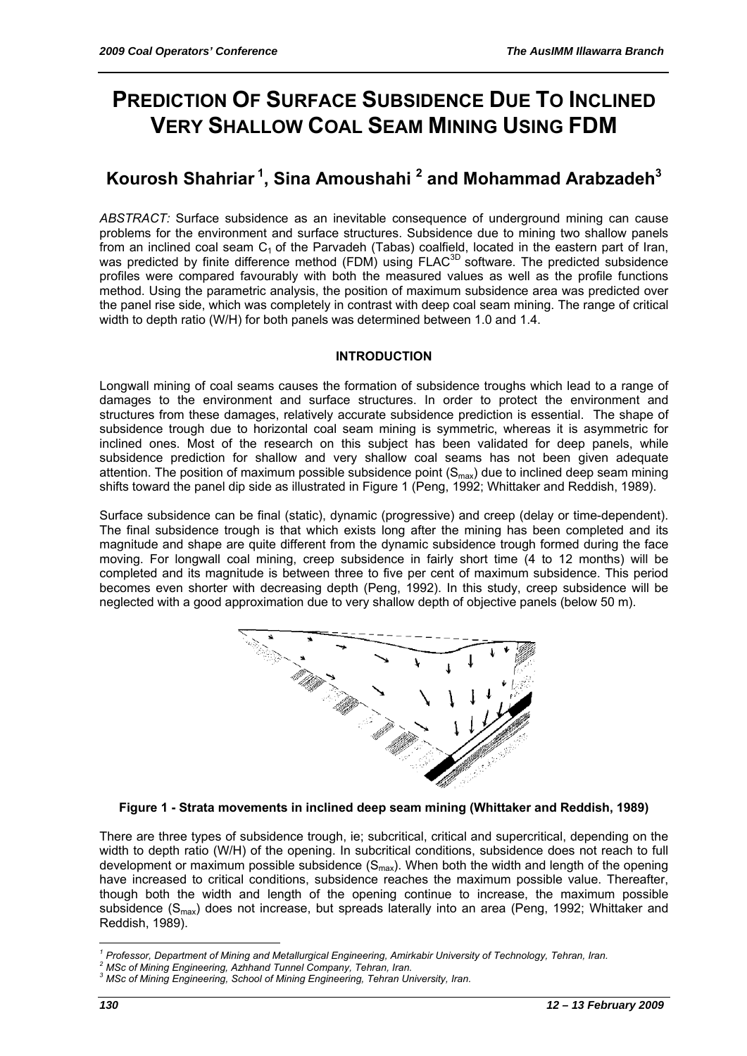# PREDICTION OF SURFACE SUBSIDENCE DUE TO INCLINED VERY SHALLOW COAL SEAM MINING USING FDM

## Kourosh Shahriar [1], Sina Amoushahi [2] and Mohammad Arabzadeh [3]

*ABSTRACT:* Surface subsidence as an inevitable consequence of underground mining can cause problems for the environment and surface structures. Subsidence due to mining two shallow panels from an inclined coal seam $C_1$ of the Parvadeh (Tabas) coalfield, located in the eastern part of Iran, was predicted by finite difference method (FDM) using FLAC$^{3D}$ software. The predicted subsidence profiles were compared favourably with both the measured values as well as the profile functions method. Using the parametric analysis, the position of maximum subsidence area was predicted over the panel rise side, which was completely in contrast with deep coal seam mining. The range of critical width to depth ratio (W/H) for both panels was determined between 1.0 and 1.4.

### INTRODUCTION

Longwall mining of coal seams causes the formation of subsidence troughs which lead to a range of damages to the environment and surface structures. In order to protect the environment and structures from these damages, relatively accurate subsidence prediction is essential. The shape of subsidence trough due to horizontal coal seam mining is symmetric, whereas it is asymmetric for inclined ones. Most of the research on this subject has been validated for deep panels, while subsidence prediction for shallow and very shallow coal seams has not been given adequate attention. The position of maximum possible subsidence point ($S_{max}$) due to inclined deep seam mining shifts toward the panel dip side as illustrated in Figure 1 (Peng, 1992; Whittaker and Reddish, 1989).

Surface subsidence can be final (static), dynamic (progressive) and creep (delay or time-dependent). The final subsidence trough is that which exists long after the mining has been completed and its magnitude and shape are quite different from the dynamic subsidence trough formed during the face moving. For longwall coal mining, creep subsidence in fairly short time (4 to 12 months) will be completed and its magnitude is between three to five per cent of maximum subsidence. This period becomes even shorter with decreasing depth (Peng, 1992). In this study, creep subsidence will be neglected with a good approximation due to very shallow depth of objective panels (below 50 m).

**Figure 1 - Strata movements in inclined deep seam mining (Whittaker and Reddish, 1989)**

There are three types of subsidence trough, ie; subcritical, critical and supercritical, depending on the width to depth ratio (W/H) of the opening. In subcritical conditions, subsidence does not reach to full development or maximum possible subsidence ($S_{max}$). When both the width and length of the opening have increased to critical conditions, subsidence reaches the maximum possible value. Thereafter, though both the width and length of the opening continue to increase, the maximum possible subsidence ($S_{max}$) does not increase, but spreads laterally into an area (Peng, 1992; Whittaker and Reddish, 1989).

---

[1] *Professor, Department of Mining and Metallurgical Engineering, Amirkabir University of Technology, Tehran, Iran.*
[2] *MSc of Mining Engineering, Azhhand Tunnel Company, Tehran, Iran.*
[3] *MSc of Mining Engineering, School of Mining Engineering, Tehran University, Iran.*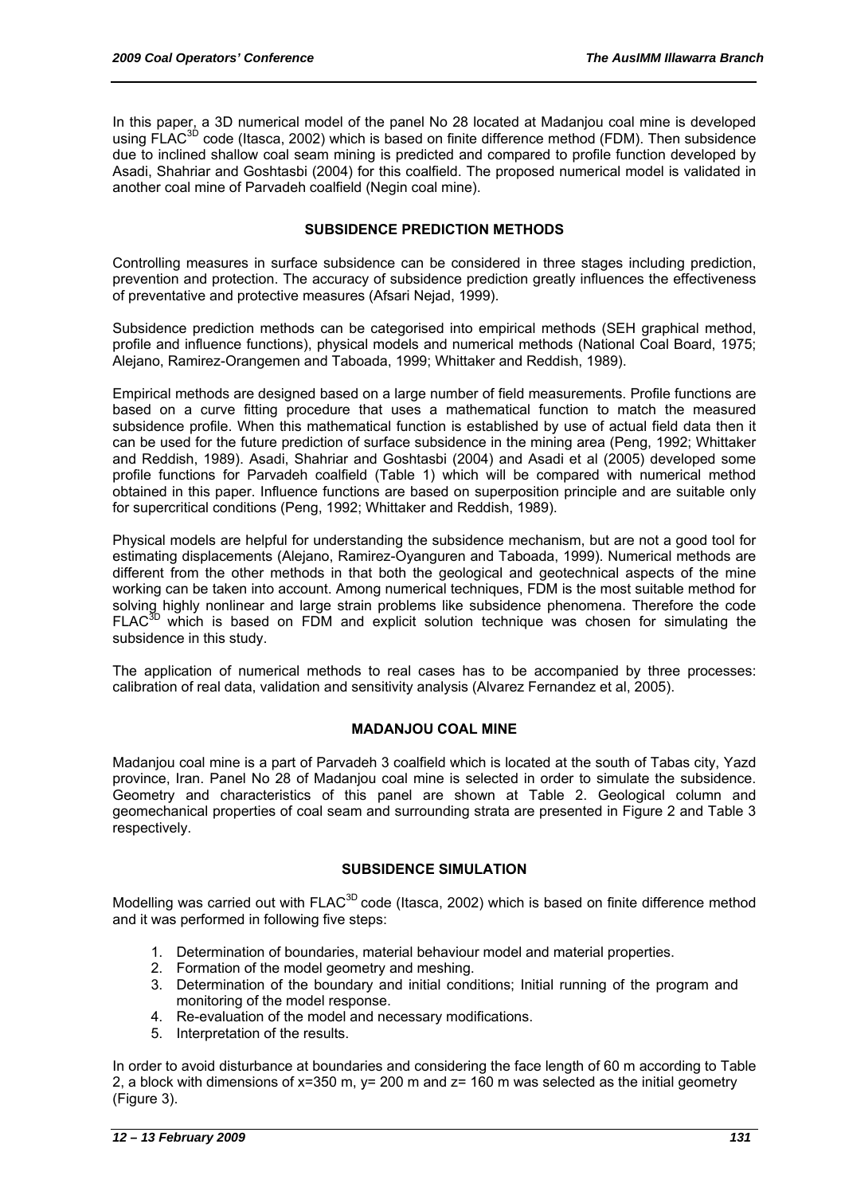In this paper, a 3D numerical model of the panel No 28 located at Madanjou coal mine is developed using $FLAC^{3D}$ code (Itasca, 2002) which is based on finite difference method (FDM). Then subsidence due to inclined shallow coal seam mining is predicted and compared to profile function developed by Asadi, Shahriar and Goshtasbi (2004) for this coalfield. The proposed numerical model is validated in another coal mine of Parvadeh coalfield (Negin coal mine).

## SUBSIDENCE PREDICTION METHODS

Controlling measures in surface subsidence can be considered in three stages including prediction, prevention and protection. The accuracy of subsidence prediction greatly influences the effectiveness of preventative and protective measures (Afsari Nejad, 1999).

Subsidence prediction methods can be categorised into empirical methods (SEH graphical method, profile and influence functions), physical models and numerical methods (National Coal Board, 1975; Alejano, Ramirez-Orangemen and Taboada, 1999; Whittaker and Reddish, 1989).

Empirical methods are designed based on a large number of field measurements. Profile functions are based on a curve fitting procedure that uses a mathematical function to match the measured subsidence profile. When this mathematical function is established by use of actual field data then it can be used for the future prediction of surface subsidence in the mining area (Peng, 1992; Whittaker and Reddish, 1989). Asadi, Shahriar and Goshtasbi (2004) and Asadi et al (2005) developed some profile functions for Parvadeh coalfield (Table 1) which will be compared with numerical method obtained in this paper. Influence functions are based on superposition principle and are suitable only for supercritical conditions (Peng, 1992; Whittaker and Reddish, 1989).

Physical models are helpful for understanding the subsidence mechanism, but are not a good tool for estimating displacements (Alejano, Ramirez-Oyanguren and Taboada, 1999). Numerical methods are different from the other methods in that both the geological and geotechnical aspects of the mine working can be taken into account. Among numerical techniques, FDM is the most suitable method for solving highly nonlinear and large strain problems like subsidence phenomena. Therefore the code $FLAC^{3D}$ which is based on FDM and explicit solution technique was chosen for simulating the subsidence in this study.

The application of numerical methods to real cases has to be accompanied by three processes: calibration of real data, validation and sensitivity analysis (Alvarez Fernandez et al, 2005).

## MADANJOU COAL MINE

Madanjou coal mine is a part of Parvadeh 3 coalfield which is located at the south of Tabas city, Yazd province, Iran. Panel No 28 of Madanjou coal mine is selected in order to simulate the subsidence. Geometry and characteristics of this panel are shown at Table 2. Geological column and geomechanical properties of coal seam and surrounding strata are presented in Figure 2 and Table 3 respectively.

## SUBSIDENCE SIMULATION

Modelling was carried out with $FLAC^{3D}$ code (Itasca, 2002) which is based on finite difference method and it was performed in following five steps:

1. Determination of boundaries, material behaviour model and material properties.
2. Formation of the model geometry and meshing.
3. Determination of the boundary and initial conditions; Initial running of the program and monitoring of the model response.
4. Re-evaluation of the model and necessary modifications.
5. Interpretation of the results.

In order to avoid disturbance at boundaries and considering the face length of 60 m according to Table 2, a block with dimensions of x=350 m, y= 200 m and z= 160 m was selected as the initial geometry (Figure 3).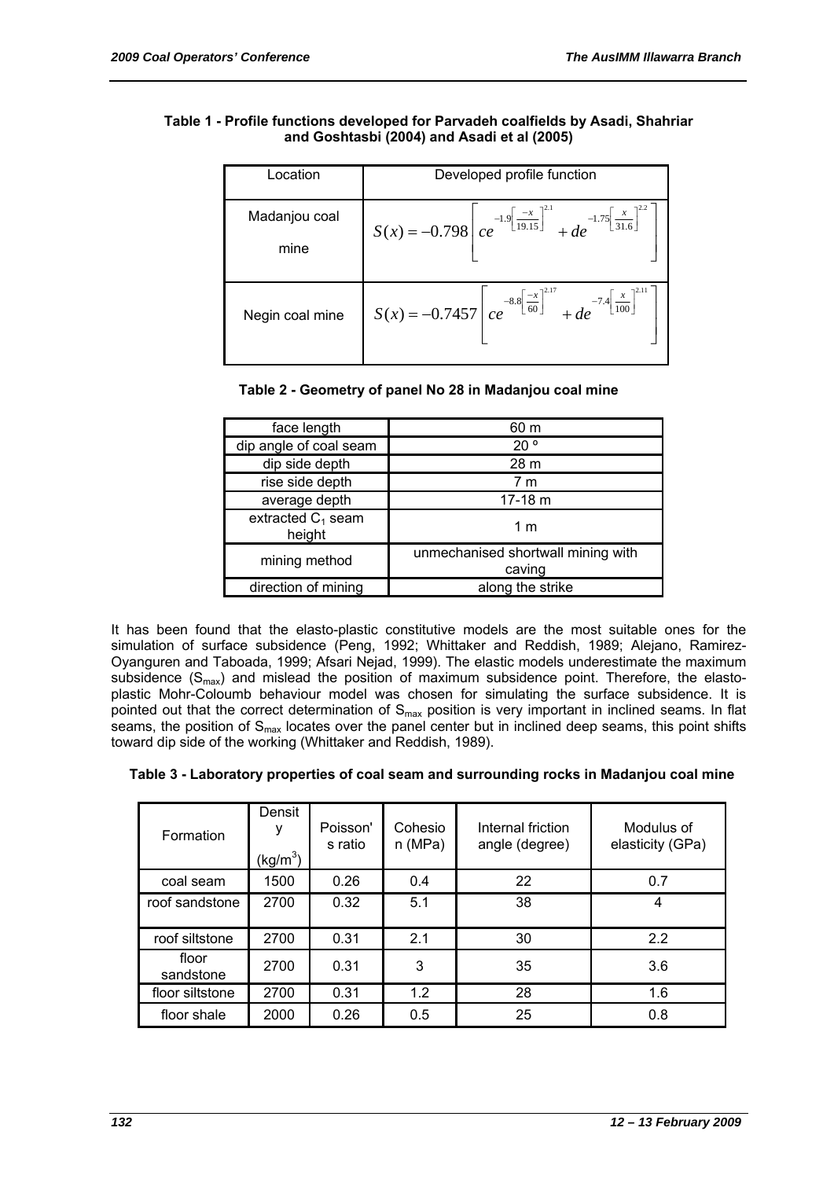**Table 1 - Profile functions developed for Parvadeh coalfields by Asadi, Shahriar and Goshtasbi (2004) and Asadi et al (2005)**

| Location | Developed profile function |
|---|---|
| Madanjou coal mine | $S(x) = -0.798\left[ ce^{-1.9\left[\frac{-x}{19.15}\right]^{2.1}} + de^{-1.75\left[\frac{x}{31.6}\right]^{2.2}} \right]$ |
| Negin coal mine | $S(x) = -0.7457\left[ ce^{-8.8\left[\frac{-x}{60}\right]^{2.17}} + de^{-7.4\left[\frac{x}{100}\right]^{2.11}} \right]$ |

**Table 2 - Geometry of panel No 28 in Madanjou coal mine**

| | |
|---|---|
| face length | 60 m |
| dip angle of coal seam | 20 º |
| dip side depth | 28 m |
| rise side depth | 7 m |
| average depth | 17-18 m |
| extracted $C_1$ seam height | 1 m |
| mining method | unmechanised shortwall mining with caving |
| direction of mining | along the strike |

It has been found that the elasto-plastic constitutive models are the most suitable ones for the simulation of surface subsidence (Peng, 1992; Whittaker and Reddish, 1989; Alejano, Ramirez-Oyanguren and Taboada, 1999; Afsari Nejad, 1999). The elastic models underestimate the maximum subsidence ($S_{max}$) and mislead the position of maximum subsidence point. Therefore, the elasto-plastic Mohr-Coloumb behaviour model was chosen for simulating the surface subsidence. It is pointed out that the correct determination of $S_{max}$ position is very important in inclined seams. In flat seams, the position of $S_{max}$ locates over the panel center but in inclined deep seams, this point shifts toward dip side of the working (Whittaker and Reddish, 1989).

**Table 3 - Laboratory properties of coal seam and surrounding rocks in Madanjou coal mine**

| Formation | Density (kg/m$^3$) | Poisson's ratio | Cohesion (MPa) | Internal friction angle (degree) | Modulus of elasticity (GPa) |
|---|---|---|---|---|---|
| coal seam | 1500 | 0.26 | 0.4 | 22 | 0.7 |
| roof sandstone | 2700 | 0.32 | 5.1 | 38 | 4 |
| roof siltstone | 2700 | 0.31 | 2.1 | 30 | 2.2 |
| floor sandstone | 2700 | 0.31 | 3 | 35 | 3.6 |
| floor siltstone | 2700 | 0.31 | 1.2 | 28 | 1.6 |
| floor shale | 2000 | 0.26 | 0.5 | 25 | 0.8 |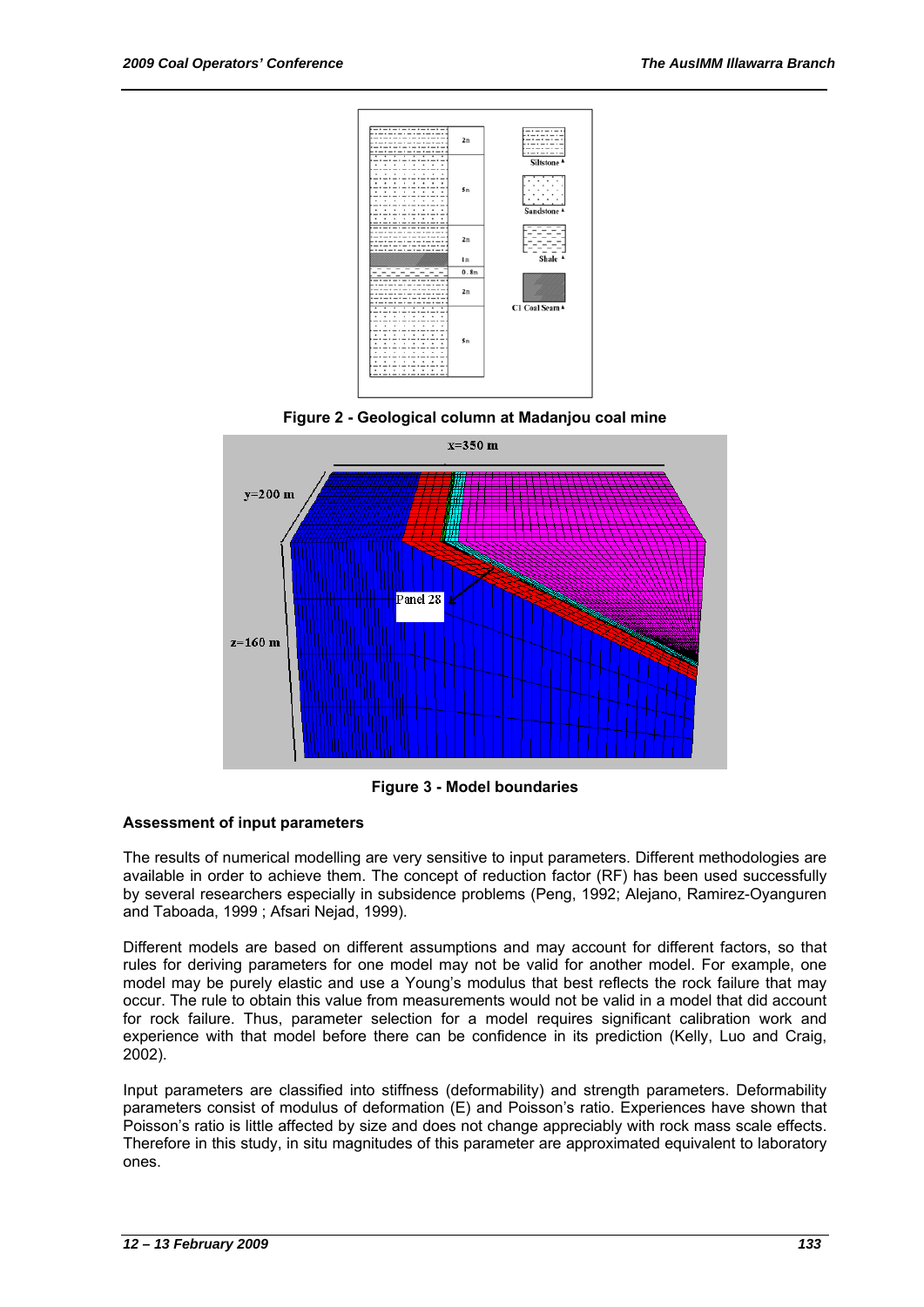Figure 2 - Geological column at Madanjou coal mine

Figure 3 - Model boundaries

**Assessment of input parameters**

The results of numerical modelling are very sensitive to input parameters. Different methodologies are available in order to achieve them. The concept of reduction factor (RF) has been used successfully by several researchers especially in subsidence problems (Peng, 1992; Alejano, Ramirez-Oyanguren and Taboada, 1999 ; Afsari Nejad, 1999).

Different models are based on different assumptions and may account for different factors, so that rules for deriving parameters for one model may not be valid for another model. For example, one model may be purely elastic and use a Young's modulus that best reflects the rock failure that may occur. The rule to obtain this value from measurements would not be valid in a model that did account for rock failure. Thus, parameter selection for a model requires significant calibration work and experience with that model before there can be confidence in its prediction (Kelly, Luo and Craig, 2002).

Input parameters are classified into stiffness (deformability) and strength parameters. Deformability parameters consist of modulus of deformation (E) and Poisson's ratio. Experiences have shown that Poisson's ratio is little affected by size and does not change appreciably with rock mass scale effects. Therefore in this study, in situ magnitudes of this parameter are approximated equivalent to laboratory ones.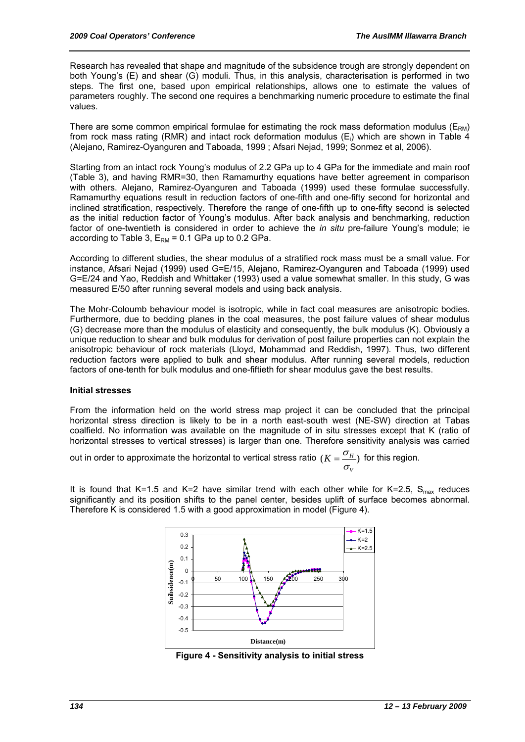Research has revealed that shape and magnitude of the subsidence trough are strongly dependent on both Young's (E) and shear (G) moduli. Thus, in this analysis, characterisation is performed in two steps. The first one, based upon empirical relationships, allows one to estimate the values of parameters roughly. The second one requires a benchmarking numeric procedure to estimate the final values.

There are some common empirical formulae for estimating the rock mass deformation modulus ($E_{RM}$) from rock mass rating (RMR) and intact rock deformation modulus ($E_i$) which are shown in Table 4 (Alejano, Ramirez-Oyanguren and Taboada, 1999 ; Afsari Nejad, 1999; Sonmez et al, 2006).

Starting from an intact rock Young's modulus of 2.2 GPa up to 4 GPa for the immediate and main roof (Table 3), and having RMR=30, then Ramamurthy equations have better agreement in comparison with others. Alejano, Ramirez-Oyanguren and Taboada (1999) used these formulae successfully. Ramamurthy equations result in reduction factors of one-fifth and one-fifty second for horizontal and inclined stratification, respectively. Therefore the range of one-fifth up to one-fifty second is selected as the initial reduction factor of Young's modulus. After back analysis and benchmarking, reduction factor of one-twentieth is considered in order to achieve the *in situ* pre-failure Young's module; ie according to Table 3, $E_{RM}$ = 0.1 GPa up to 0.2 GPa.

According to different studies, the shear modulus of a stratified rock mass must be a small value. For instance, Afsari Nejad (1999) used G=E/15, Alejano, Ramirez-Oyanguren and Taboada (1999) used G=E/24 and Yao, Reddish and Whittaker (1993) used a value somewhat smaller. In this study, G was measured E/50 after running several models and using back analysis.

The Mohr-Coloumb behaviour model is isotropic, while in fact coal measures are anisotropic bodies. Furthermore, due to bedding planes in the coal measures, the post failure values of shear modulus (G) decrease more than the modulus of elasticity and consequently, the bulk modulus (K). Obviously a unique reduction to shear and bulk modulus for derivation of post failure properties can not explain the anisotropic behaviour of rock materials (Lloyd, Mohammad and Reddish, 1997). Thus, two different reduction factors were applied to bulk and shear modulus. After running several models, reduction factors of one-tenth for bulk modulus and one-fiftieth for shear modulus gave the best results.

**Initial stresses**

From the information held on the world stress map project it can be concluded that the principal horizontal stress direction is likely to be in a north east-south west (NE-SW) direction at Tabas coalfield. No information was available on the magnitude of in situ stresses except that K (ratio of horizontal stresses to vertical stresses) is larger than one. Therefore sensitivity analysis was carried out in order to approximate the horizontal to vertical stress ratio $(K = \frac{\sigma_H}{\sigma_V})$ for this region.

It is found that K=1.5 and K=2 have similar trend with each other while for K=2.5, $S_{max}$ reduces significantly and its position shifts to the panel center, besides uplift of surface becomes abnormal. Therefore K is considered 1.5 with a good approximation in model (Figure 4).

**Figure 4 - Sensitivity analysis to initial stress**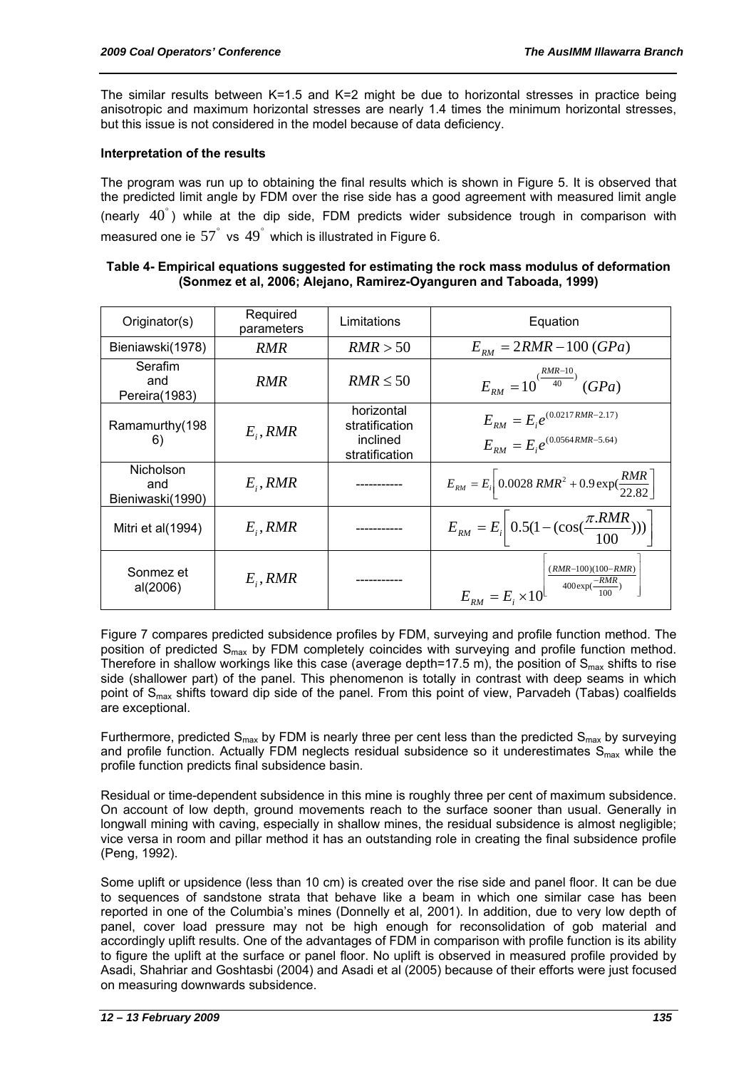The similar results between K=1.5 and K=2 might be due to horizontal stresses in practice being anisotropic and maximum horizontal stresses are nearly 1.4 times the minimum horizontal stresses, but this issue is not considered in the model because of data deficiency.

**Interpretation of the results**

The program was run up to obtaining the final results which is shown in Figure 5. It is observed that the predicted limit angle by FDM over the rise side has a good agreement with measured limit angle (nearly $40^{\circ}$) while at the dip side, FDM predicts wider subsidence trough in comparison with measured one ie $57^{\circ}$ vs $49^{\circ}$ which is illustrated in Figure 6.

**Table 4- Empirical equations suggested for estimating the rock mass modulus of deformation (Sonmez et al, 2006; Alejano, Ramirez-Oyanguren and Taboada, 1999)**

| Originator(s) | Required parameters | Limitations | Equation |
|---|---|---|---|
| Bieniawski(1978) | $RMR$ | $RMR > 50$ | $E_{RM} = 2RMR - 100\ (GPa)$ |
| Serafim and Pereira(1983) | $RMR$ | $RMR \leq 50$ | $E_{RM} = 10^{(\frac{RMR-10}{40})}\ (GPa)$ |
| Ramamurthy(1986) | $E_i, RMR$ | horizontal stratification<br>inclined stratification | $E_{RM} = E_i e^{(0.0217RMR-2.17)}$<br>$E_{RM} = E_i e^{(0.0564RMR-5.64)}$ |
| Nicholson and Bieniwaski(1990) | $E_i, RMR$ | ----------- | $E_{RM} = E_i\left[0.0028\ RMR^2 + 0.9\exp(\frac{RMR}{22.82})\right]$ |
| Mitri et al(1994) | $E_i, RMR$ | ----------- | $E_{RM} = E_i\left[0.5(1-(\cos(\frac{\pi.RMR}{100})))\right]$ |
| Sonmez et al(2006) | $E_i, RMR$ | ----------- | $E_{RM} = E_i \times 10^{\left[\frac{(RMR-100)(100-RMR)}{400\exp(\frac{-RMR}{100})}\right]}$ |

Figure 7 compares predicted subsidence profiles by FDM, surveying and profile function method. The position of predicted $S_{max}$ by FDM completely coincides with surveying and profile function method. Therefore in shallow workings like this case (average depth=17.5 m), the position of $S_{max}$ shifts to rise side (shallower part) of the panel. This phenomenon is totally in contrast with deep seams in which point of $S_{max}$ shifts toward dip side of the panel. From this point of view, Parvadeh (Tabas) coalfields are exceptional.

Furthermore, predicted $S_{max}$ by FDM is nearly three per cent less than the predicted $S_{max}$ by surveying and profile function. Actually FDM neglects residual subsidence so it underestimates $S_{max}$ while the profile function predicts final subsidence basin.

Residual or time-dependent subsidence in this mine is roughly three per cent of maximum subsidence. On account of low depth, ground movements reach to the surface sooner than usual. Generally in longwall mining with caving, especially in shallow mines, the residual subsidence is almost negligible; vice versa in room and pillar method it has an outstanding role in creating the final subsidence profile (Peng, 1992).

Some uplift or upsidence (less than 10 cm) is created over the rise side and panel floor. It can be due to sequences of sandstone strata that behave like a beam in which one similar case has been reported in one of the Columbia's mines (Donnelly et al, 2001). In addition, due to very low depth of panel, cover load pressure may not be high enough for reconsolidation of gob material and accordingly uplift results. One of the advantages of FDM in comparison with profile function is its ability to figure the uplift at the surface or panel floor. No uplift is observed in measured profile provided by Asadi, Shahriar and Goshtasbi (2004) and Asadi et al (2005) because of their efforts were just focused on measuring downwards subsidence.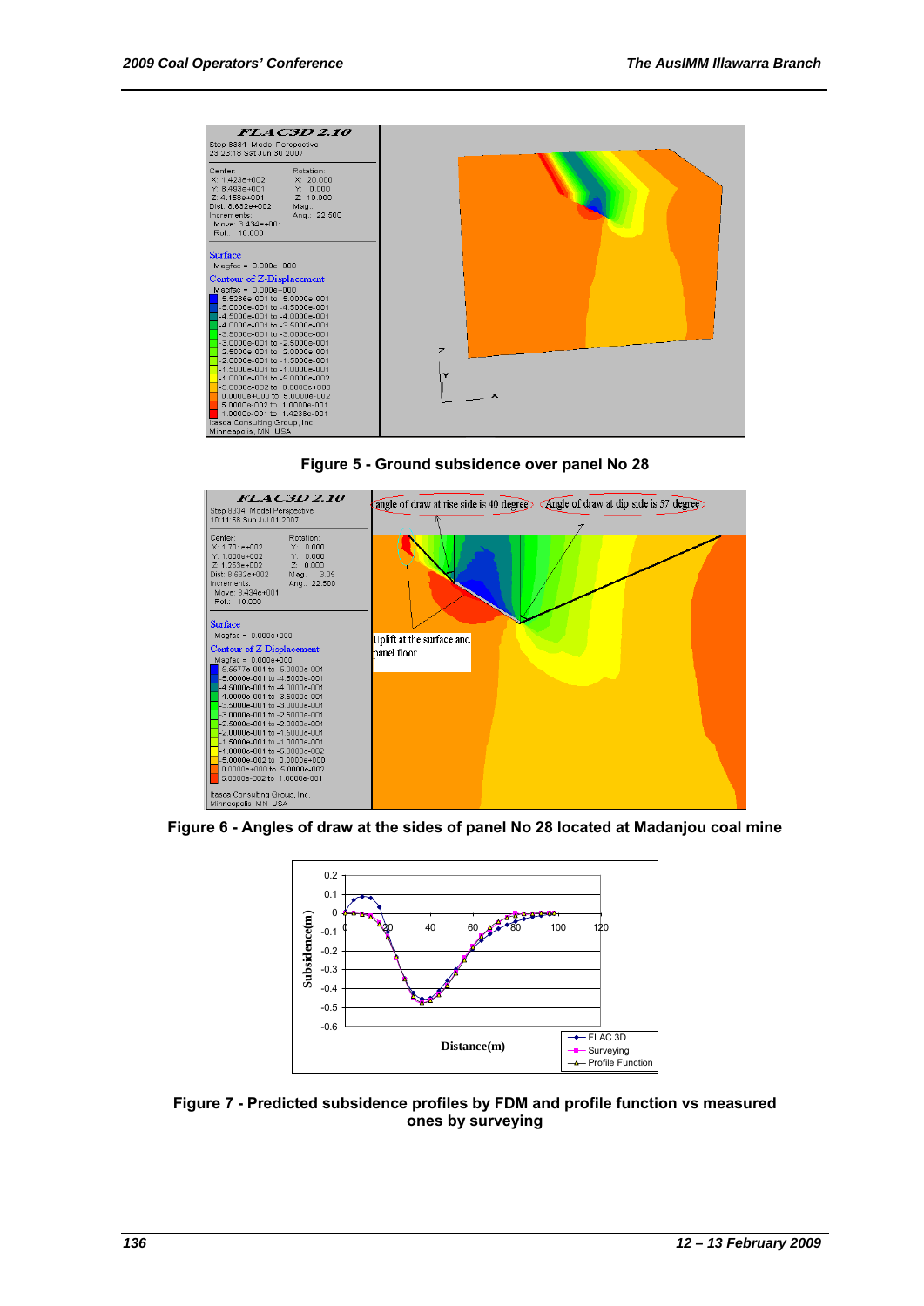**Figure 5 - Ground subsidence over panel No 28**

**Figure 6 - Angles of draw at the sides of panel No 28 located at Madanjou coal mine**

**Figure 7 - Predicted subsidence profiles by FDM and profile function vs measured ones by surveying**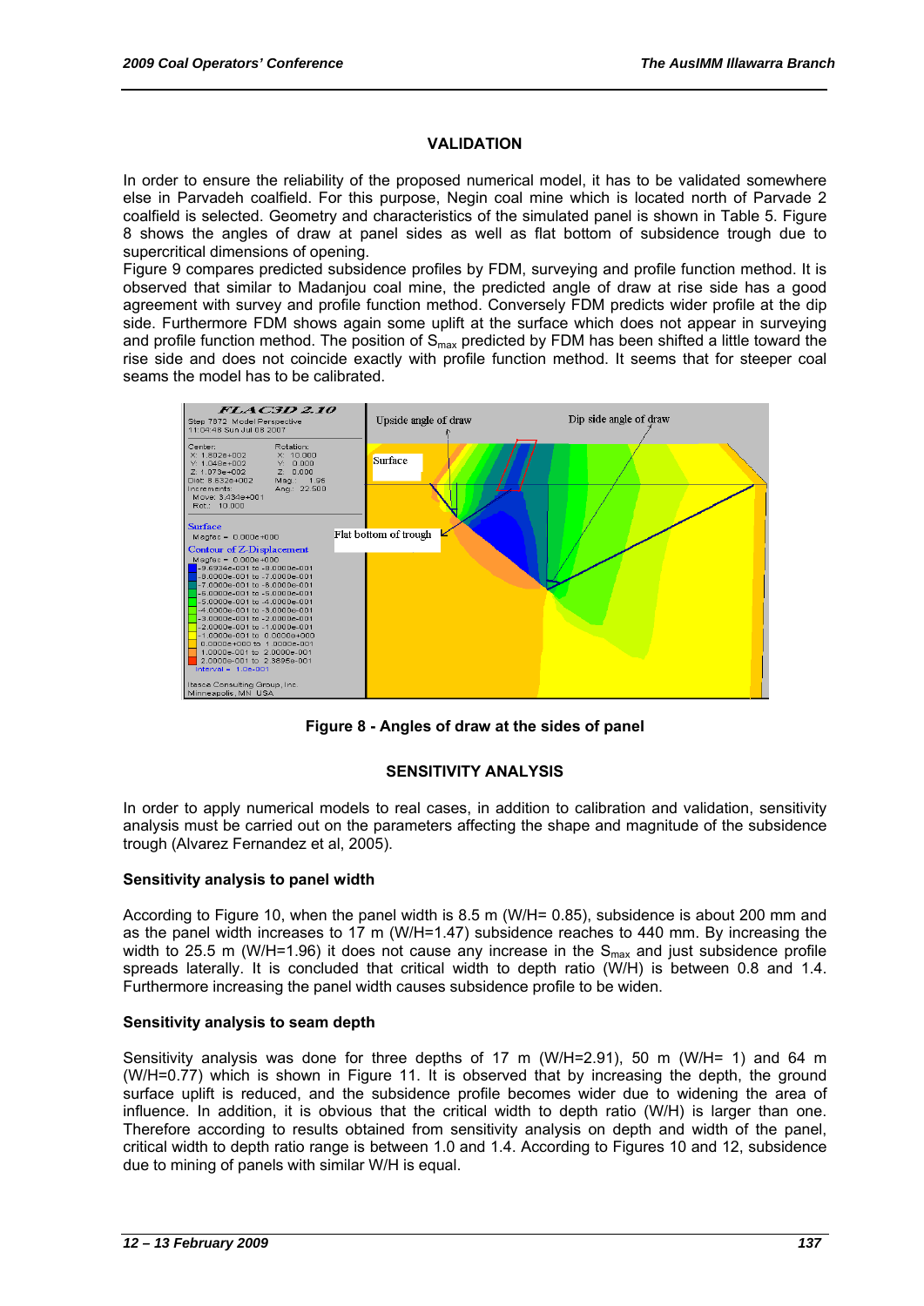## VALIDATION

In order to ensure the reliability of the proposed numerical model, it has to be validated somewhere else in Parvadeh coalfield. For this purpose, Negin coal mine which is located north of Parvade 2 coalfield is selected. Geometry and characteristics of the simulated panel is shown in Table 5. Figure 8 shows the angles of draw at panel sides as well as flat bottom of subsidence trough due to supercritical dimensions of opening.

Figure 9 compares predicted subsidence profiles by FDM, surveying and profile function method. It is observed that similar to Madanjou coal mine, the predicted angle of draw at rise side has a good agreement with survey and profile function method. Conversely FDM predicts wider profile at the dip side. Furthermore FDM shows again some uplift at the surface which does not appear in surveying and profile function method. The position of $S_{max}$ predicted by FDM has been shifted a little toward the rise side and does not coincide exactly with profile function method. It seems that for steeper coal seams the model has to be calibrated.

**Figure 8 - Angles of draw at the sides of panel**

## SENSITIVITY ANALYSIS

In order to apply numerical models to real cases, in addition to calibration and validation, sensitivity analysis must be carried out on the parameters affecting the shape and magnitude of the subsidence trough (Alvarez Fernandez et al, 2005).

### Sensitivity analysis to panel width

According to Figure 10, when the panel width is 8.5 m (W/H= 0.85), subsidence is about 200 mm and as the panel width increases to 17 m (W/H=1.47) subsidence reaches to 440 mm. By increasing the width to 25.5 m (W/H=1.96) it does not cause any increase in the $S_{max}$ and just subsidence profile spreads laterally. It is concluded that critical width to depth ratio (W/H) is between 0.8 and 1.4. Furthermore increasing the panel width causes subsidence profile to be widen.

### Sensitivity analysis to seam depth

Sensitivity analysis was done for three depths of 17 m (W/H=2.91), 50 m (W/H= 1) and 64 m (W/H=0.77) which is shown in Figure 11. It is observed that by increasing the depth, the ground surface uplift is reduced, and the subsidence profile becomes wider due to widening the area of influence. In addition, it is obvious that the critical width to depth ratio (W/H) is larger than one. Therefore according to results obtained from sensitivity analysis on depth and width of the panel, critical width to depth ratio range is between 1.0 and 1.4. According to Figures 10 and 12, subsidence due to mining of panels with similar W/H is equal.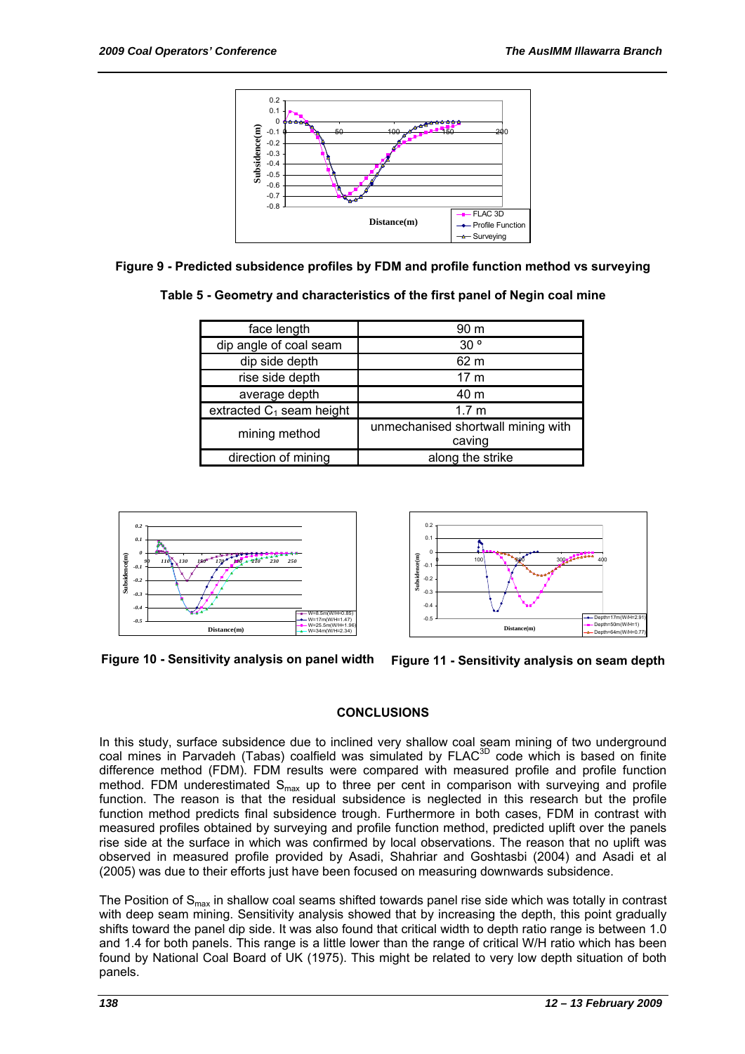Figure 9 - Predicted subsidence profiles by FDM and profile function method vs surveying

Table 5 - Geometry and characteristics of the first panel of Negin coal mine

| face length | 90 m |
|---|---|
| dip angle of coal seam | 30 ° |
| dip side depth | 62 m |
| rise side depth | 17 m |
| average depth | 40 m |
| extracted $C_1$ seam height | 1.7 m |
| mining method | unmechanised shortwall mining with caving |
| direction of mining | along the strike |

Figure 10 - Sensitivity analysis on panel width

Figure 11 - Sensitivity analysis on seam depth

## CONCLUSIONS

In this study, surface subsidence due to inclined very shallow coal seam mining of two underground coal mines in Parvadeh (Tabas) coalfield was simulated by $FLAC^{3D}$ code which is based on finite difference method (FDM). FDM results were compared with measured profile and profile function method. FDM underestimated $S_{max}$ up to three per cent in comparison with surveying and profile function. The reason is that the residual subsidence is neglected in this research but the profile function method predicts final subsidence trough. Furthermore in both cases, FDM in contrast with measured profiles obtained by surveying and profile function method, predicted uplift over the panels rise side at the surface in which was confirmed by local observations. The reason that no uplift was observed in measured profile provided by Asadi, Shahriar and Goshtasbi (2004) and Asadi et al (2005) was due to their efforts just have been focused on measuring downwards subsidence.

The Position of $S_{max}$ in shallow coal seams shifted towards panel rise side which was totally in contrast with deep seam mining. Sensitivity analysis showed that by increasing the depth, this point gradually shifts toward the panel dip side. It was also found that critical width to depth ratio range is between 1.0 and 1.4 for both panels. This range is a little lower than the range of critical W/H ratio which has been found by National Coal Board of UK (1975). This might be related to very low depth situation of both panels.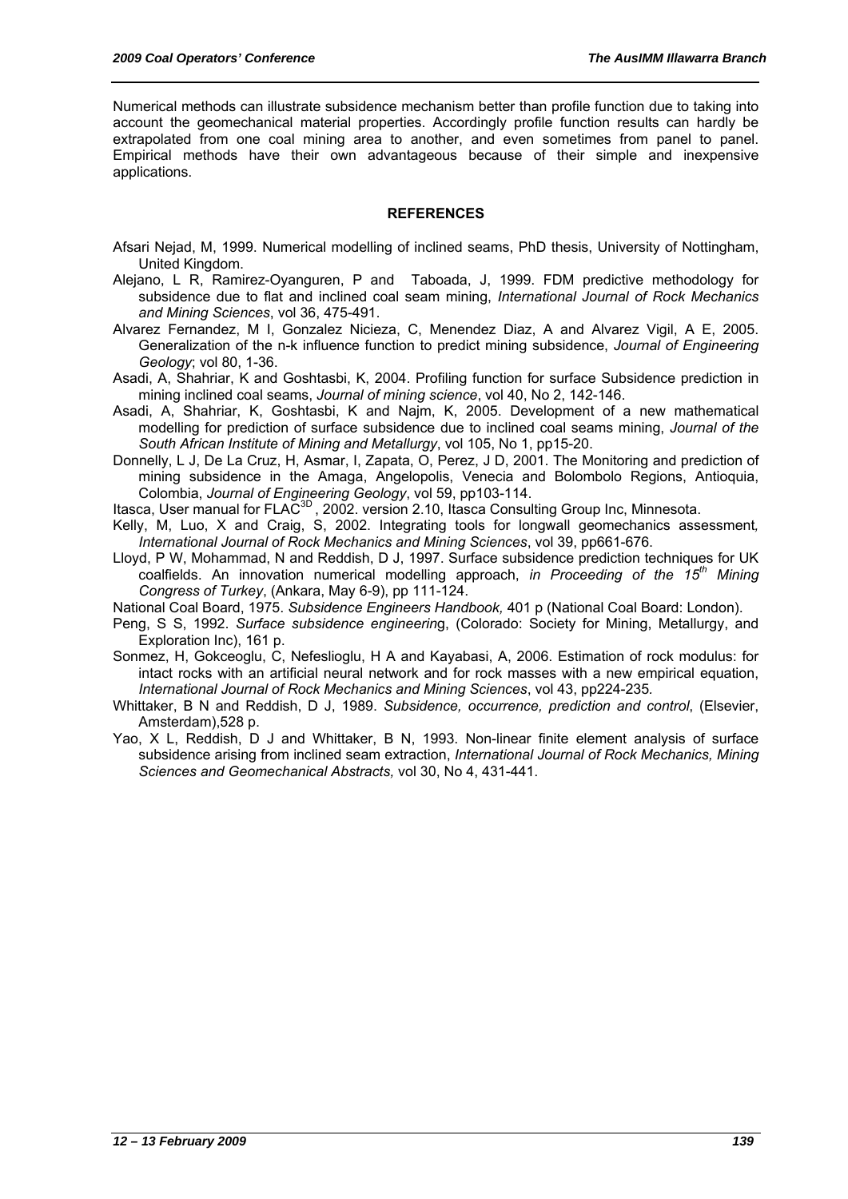Numerical methods can illustrate subsidence mechanism better than profile function due to taking into account the geomechanical material properties. Accordingly profile function results can hardly be extrapolated from one coal mining area to another, and even sometimes from panel to panel. Empirical methods have their own advantageous because of their simple and inexpensive applications.

## REFERENCES

Afsari Nejad, M, 1999. Numerical modelling of inclined seams, PhD thesis, University of Nottingham, United Kingdom.

Alejano, L R, Ramirez-Oyanguren, P and Taboada, J, 1999. FDM predictive methodology for subsidence due to flat and inclined coal seam mining, *International Journal of Rock Mechanics and Mining Sciences*, vol 36, 475-491.

Alvarez Fernandez, M I, Gonzalez Nicieza, C, Menendez Diaz, A and Alvarez Vigil, A E, 2005. Generalization of the n-k influence function to predict mining subsidence, *Journal of Engineering Geology*; vol 80, 1-36.

Asadi, A, Shahriar, K and Goshtasbi, K, 2004. Profiling function for surface Subsidence prediction in mining inclined coal seams, *Journal of mining science*, vol 40, No 2, 142-146.

Asadi, A, Shahriar, K, Goshtasbi, K and Najm, K, 2005. Development of a new mathematical modelling for prediction of surface subsidence due to inclined coal seams mining, *Journal of the South African Institute of Mining and Metallurgy*, vol 105, No 1, pp15-20.

Donnelly, L J, De La Cruz, H, Asmar, I, Zapata, O, Perez, J D, 2001. The Monitoring and prediction of mining subsidence in the Amaga, Angelopolis, Venecia and Bolombolo Regions, Antioquia, Colombia, *Journal of Engineering Geology*, vol 59, pp103-114.

Itasca, User manual for FLAC$^{3D}$ , 2002. version 2.10, Itasca Consulting Group Inc, Minnesota.

Kelly, M, Luo, X and Craig, S, 2002. Integrating tools for longwall geomechanics assessment*, International Journal of Rock Mechanics and Mining Sciences*, vol 39, pp661-676.

Lloyd, P W, Mohammad, N and Reddish, D J, 1997. Surface subsidence prediction techniques for UK coalfields. An innovation numerical modelling approach, *in Proceeding of the 15$^{th}$ Mining Congress of Turkey*, (Ankara, May 6-9), pp 111-124.

National Coal Board, 1975. *Subsidence Engineers Handbook,* 401 p (National Coal Board: London).

Peng, S S, 1992. *Surface subsidence engineerin*g, (Colorado: Society for Mining, Metallurgy, and Exploration Inc), 161 p.

Sonmez, H, Gokceoglu, C, Nefeslioglu, H A and Kayabasi, A, 2006. Estimation of rock modulus: for intact rocks with an artificial neural network and for rock masses with a new empirical equation, *International Journal of Rock Mechanics and Mining Sciences*, vol 43, pp224-235*.*

Whittaker, B N and Reddish, D J, 1989. *Subsidence, occurrence, prediction and control*, (Elsevier, Amsterdam),528 p.

Yao, X L, Reddish, D J and Whittaker, B N, 1993. Non-linear finite element analysis of surface subsidence arising from inclined seam extraction, *International Journal of Rock Mechanics, Mining Sciences and Geomechanical Abstracts,* vol 30, No 4, 431-441.